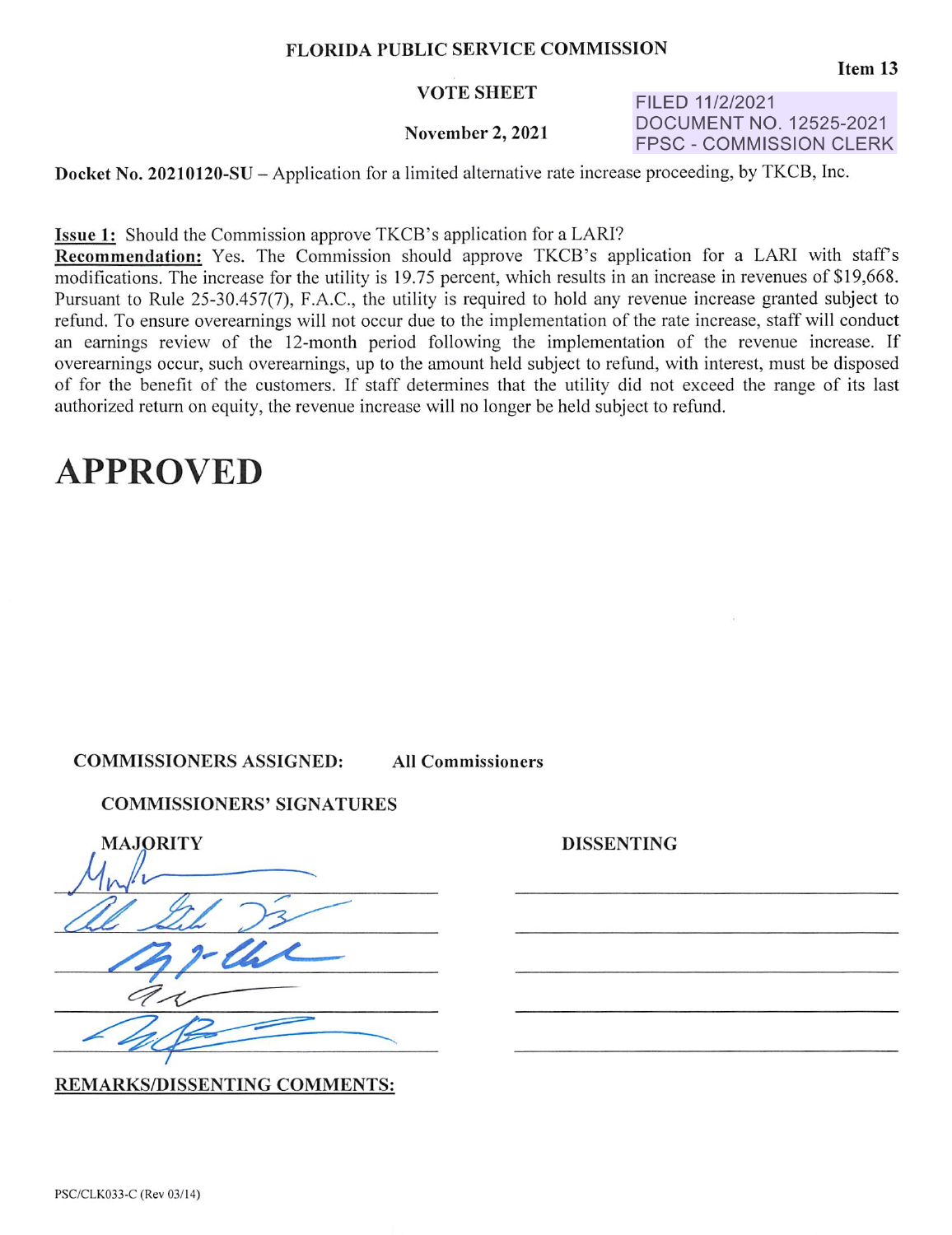FLORIDA PUBLIC SERVICE COMMISSION

Item 13

VOTE SHEET

November 2, 2021

FILED 11/2/2021
DOCUMENT NO. 12525-2021
FPSC - COMMISSION CLERK

**Docket No. 20210120-SU** – Application for a limited alternative rate increase proceeding, by TKCB, Inc.

**Issue 1:** Should the Commission approve TKCB's application for a LARI?

**Recommendation:** Yes. The Commission should approve TKCB's application for a LARI with staff's modifications. The increase for the utility is 19.75 percent, which results in an increase in revenues of $19,668. Pursuant to Rule 25-30.457(7), F.A.C., the utility is required to hold any revenue increase granted subject to refund. To ensure overearnings will not occur due to the implementation of the rate increase, staff will conduct an earnings review of the 12-month period following the implementation of the revenue increase. If overearnings occur, such overearnings, up to the amount held subject to refund, with interest, must be disposed of for the benefit of the customers. If staff determines that the utility did not exceed the range of its last authorized return on equity, the revenue increase will no longer be held subject to refund.

# APPROVED

**COMMISSIONERS ASSIGNED:** **All Commissioners**

**COMMISSIONERS' SIGNATURES**

| MAJORITY | DISSENTING |
|---|---|
| [signature] | |
| [signature] | |
| [signature] | |
| [signature] | |
| [signature] | |

**REMARKS/DISSENTING COMMENTS:**

PSC/CLK033-C (Rev 03/14)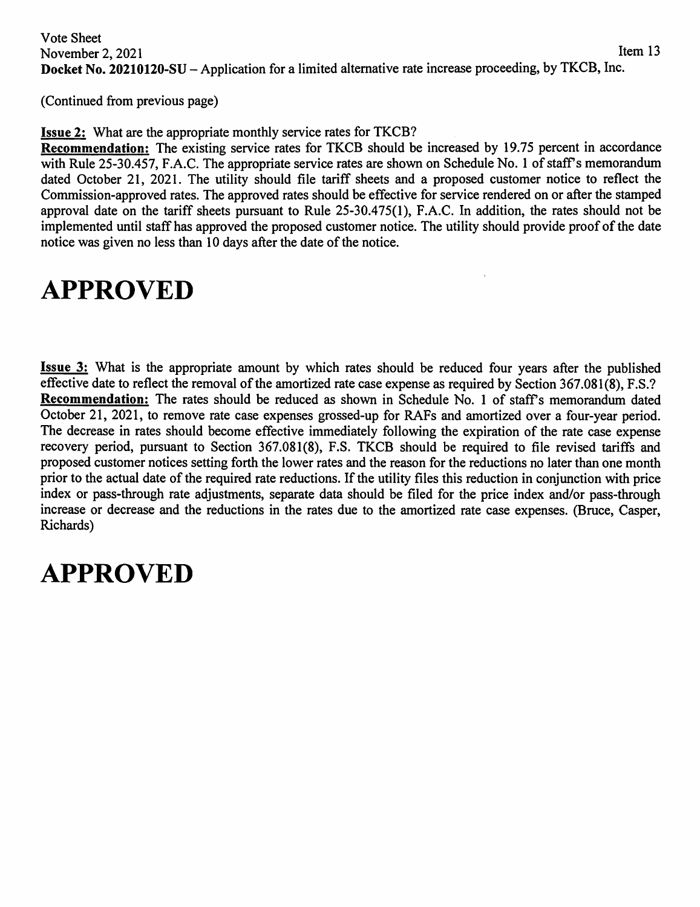Vote Sheet
November 2, 2021
Item 13
**Docket No. 20210120-SU** – Application for a limited alternative rate increase proceeding, by TKCB, Inc.

(Continued from previous page)

**Issue 2:** What are the appropriate monthly service rates for TKCB?
**Recommendation:** The existing service rates for TKCB should be increased by 19.75 percent in accordance with Rule 25-30.457, F.A.C. The appropriate service rates are shown on Schedule No. 1 of staff's memorandum dated October 21, 2021. The utility should file tariff sheets and a proposed customer notice to reflect the Commission-approved rates. The approved rates should be effective for service rendered on or after the stamped approval date on the tariff sheets pursuant to Rule 25-30.475(1), F.A.C. In addition, the rates should not be implemented until staff has approved the proposed customer notice. The utility should provide proof of the date notice was given no less than 10 days after the date of the notice.

# APPROVED

**Issue 3:** What is the appropriate amount by which rates should be reduced four years after the published effective date to reflect the removal of the amortized rate case expense as required by Section 367.081(8), F.S.?
**Recommendation:** The rates should be reduced as shown in Schedule No. 1 of staff's memorandum dated October 21, 2021, to remove rate case expenses grossed-up for RAFs and amortized over a four-year period. The decrease in rates should become effective immediately following the expiration of the rate case expense recovery period, pursuant to Section 367.081(8), F.S. TKCB should be required to file revised tariffs and proposed customer notices setting forth the lower rates and the reason for the reductions no later than one month prior to the actual date of the required rate reductions. If the utility files this reduction in conjunction with price index or pass-through rate adjustments, separate data should be filed for the price index and/or pass-through increase or decrease and the reductions in the rates due to the amortized rate case expenses. (Bruce, Casper, Richards)

# APPROVED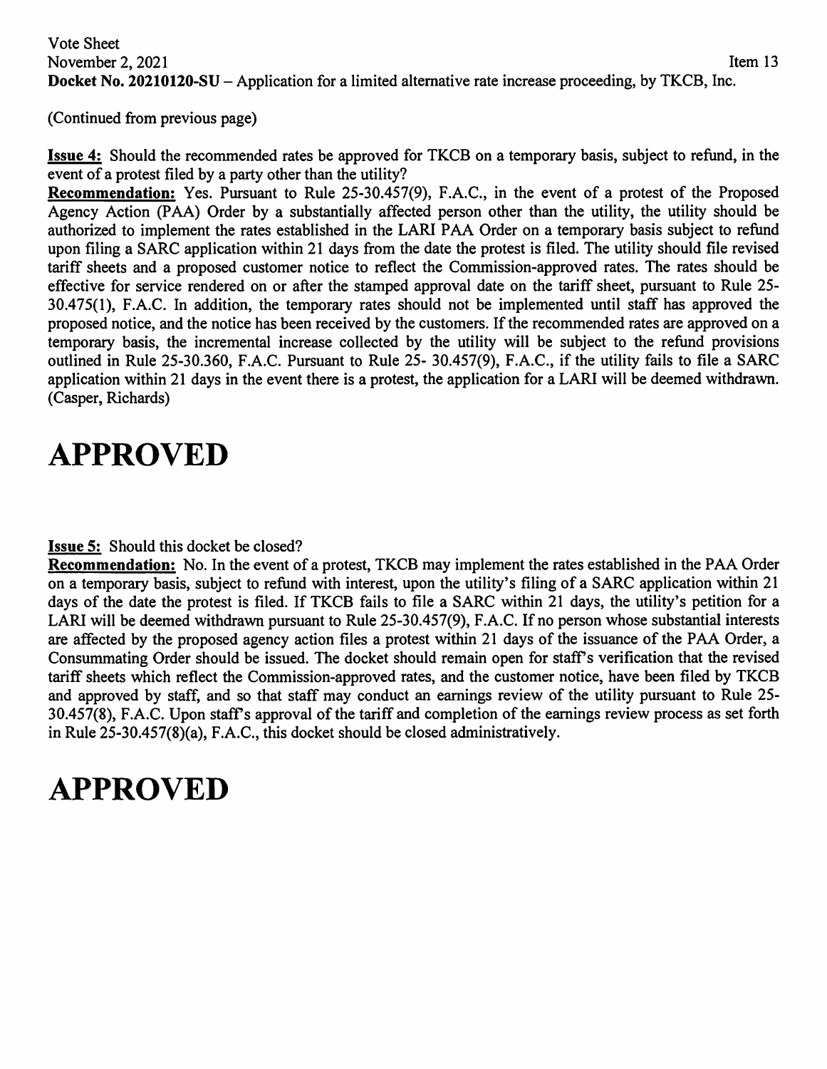Vote Sheet
November 2, 2021 Item 13
**Docket No. 20210120-SU** – Application for a limited alternative rate increase proceeding, by TKCB, Inc.

(Continued from previous page)

**Issue 4:** Should the recommended rates be approved for TKCB on a temporary basis, subject to refund, in the event of a protest filed by a party other than the utility?
**Recommendation:** Yes. Pursuant to Rule 25-30.457(9), F.A.C., in the event of a protest of the Proposed Agency Action (PAA) Order by a substantially affected person other than the utility, the utility should be authorized to implement the rates established in the LARI PAA Order on a temporary basis subject to refund upon filing a SARC application within 21 days from the date the protest is filed. The utility should file revised tariff sheets and a proposed customer notice to reflect the Commission-approved rates. The rates should be effective for service rendered on or after the stamped approval date on the tariff sheet, pursuant to Rule 25-30.475(1), F.A.C. In addition, the temporary rates should not be implemented until staff has approved the proposed notice, and the notice has been received by the customers. If the recommended rates are approved on a temporary basis, the incremental increase collected by the utility will be subject to the refund provisions outlined in Rule 25-30.360, F.A.C. Pursuant to Rule 25- 30.457(9), F.A.C., if the utility fails to file a SARC application within 21 days in the event there is a protest, the application for a LARI will be deemed withdrawn. (Casper, Richards)

# APPROVED

**Issue 5:** Should this docket be closed?
**Recommendation:** No. In the event of a protest, TKCB may implement the rates established in the PAA Order on a temporary basis, subject to refund with interest, upon the utility's filing of a SARC application within 21 days of the date the protest is filed. If TKCB fails to file a SARC within 21 days, the utility's petition for a LARI will be deemed withdrawn pursuant to Rule 25-30.457(9), F.A.C. If no person whose substantial interests are affected by the proposed agency action files a protest within 21 days of the issuance of the PAA Order, a Consummating Order should be issued. The docket should remain open for staff's verification that the revised tariff sheets which reflect the Commission-approved rates, and the customer notice, have been filed by TKCB and approved by staff, and so that staff may conduct an earnings review of the utility pursuant to Rule 25-30.457(8), F.A.C. Upon staff's approval of the tariff and completion of the earnings review process as set forth in Rule 25-30.457(8)(a), F.A.C., this docket should be closed administratively.

# APPROVED